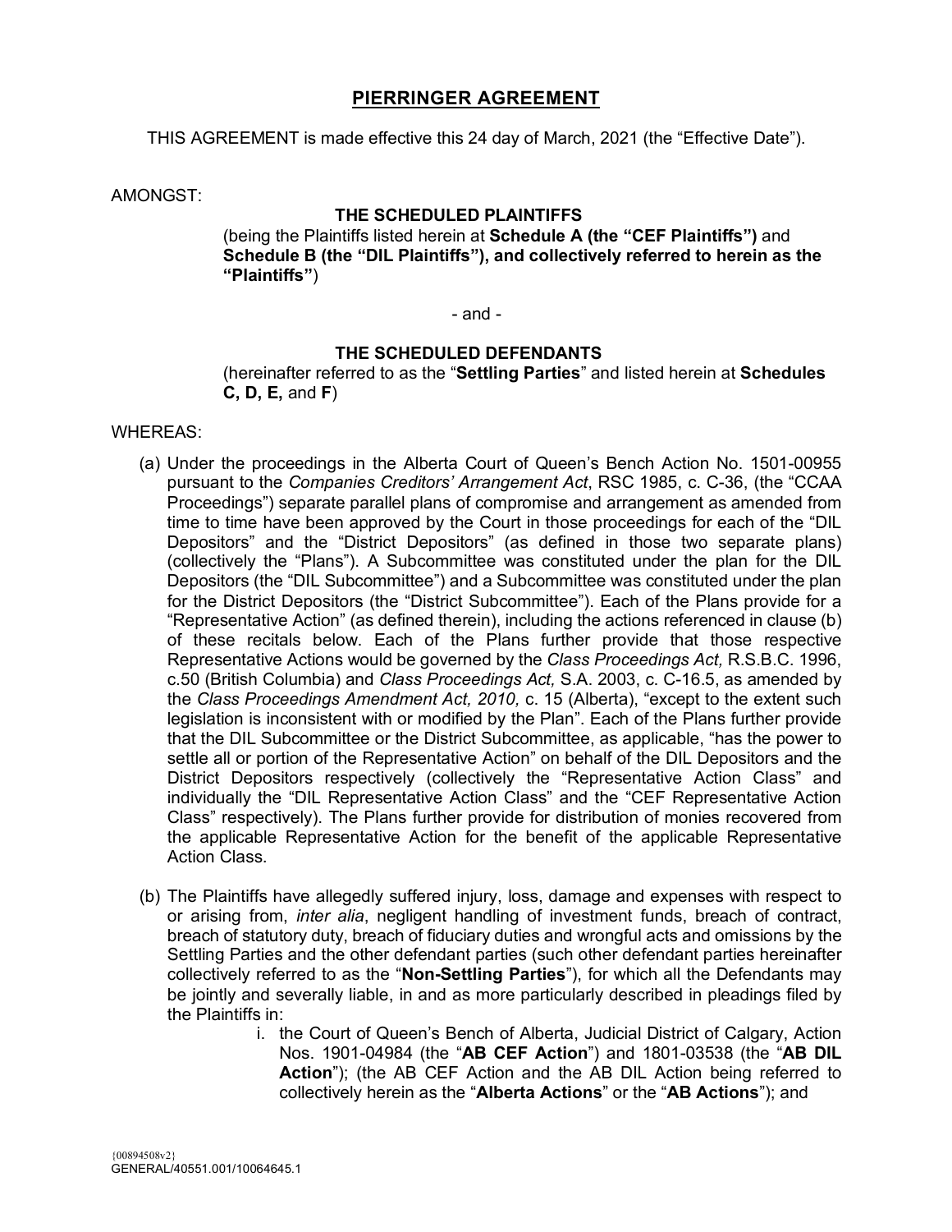# PIERRINGER AGREEMENT

THIS AGREEMENT is made effective this 24 day of March, 2021 (the "Effective Date").

AMONGST:

**THE SCHEDULED PLAINTIFFS**

(being the Plaintiffs listed herein at **Schedule A (the "CEF Plaintiffs")** and **Schedule B (the "DIL Plaintiffs"), and collectively referred to herein as the "Plaintiffs"**)

- and -

**THE SCHEDULED DEFENDANTS**

(hereinafter referred to as the "**Settling Parties**" and listed herein at **Schedules C, D, E,** and **F**)

WHEREAS:

(a) Under the proceedings in the Alberta Court of Queen's Bench Action No. 1501-00955 pursuant to the *Companies Creditors' Arrangement Act*, RSC 1985, c. C-36, (the "CCAA Proceedings") separate parallel plans of compromise and arrangement as amended from time to time have been approved by the Court in those proceedings for each of the "DIL Depositors" and the "District Depositors" (as defined in those two separate plans) (collectively the "Plans"). A Subcommittee was constituted under the plan for the DIL Depositors (the "DIL Subcommittee") and a Subcommittee was constituted under the plan for the District Depositors (the "District Subcommittee"). Each of the Plans provide for a "Representative Action" (as defined therein), including the actions referenced in clause (b) of these recitals below. Each of the Plans further provide that those respective Representative Actions would be governed by the *Class Proceedings Act,* R.S.B.C. 1996, c.50 (British Columbia) and *Class Proceedings Act,* S.A. 2003, c. C-16.5, as amended by the *Class Proceedings Amendment Act, 2010,* c. 15 (Alberta), "except to the extent such legislation is inconsistent with or modified by the Plan". Each of the Plans further provide that the DIL Subcommittee or the District Subcommittee, as applicable, "has the power to settle all or portion of the Representative Action" on behalf of the DIL Depositors and the District Depositors respectively (collectively the "Representative Action Class" and individually the "DIL Representative Action Class" and the "CEF Representative Action Class" respectively). The Plans further provide for distribution of monies recovered from the applicable Representative Action for the benefit of the applicable Representative Action Class.

(b) The Plaintiffs have allegedly suffered injury, loss, damage and expenses with respect to or arising from, *inter alia*, negligent handling of investment funds, breach of contract, breach of statutory duty, breach of fiduciary duties and wrongful acts and omissions by the Settling Parties and the other defendant parties (such other defendant parties hereinafter collectively referred to as the "**Non-Settling Parties**"), for which all the Defendants may be jointly and severally liable, in and as more particularly described in pleadings filed by the Plaintiffs in:

   i. the Court of Queen's Bench of Alberta, Judicial District of Calgary, Action Nos. 1901-04984 (the "**AB CEF Action**") and 1801-03538 (the "**AB DIL Action**"); (the AB CEF Action and the AB DIL Action being referred to collectively herein as the "**Alberta Actions**" or the "**AB Actions**"); and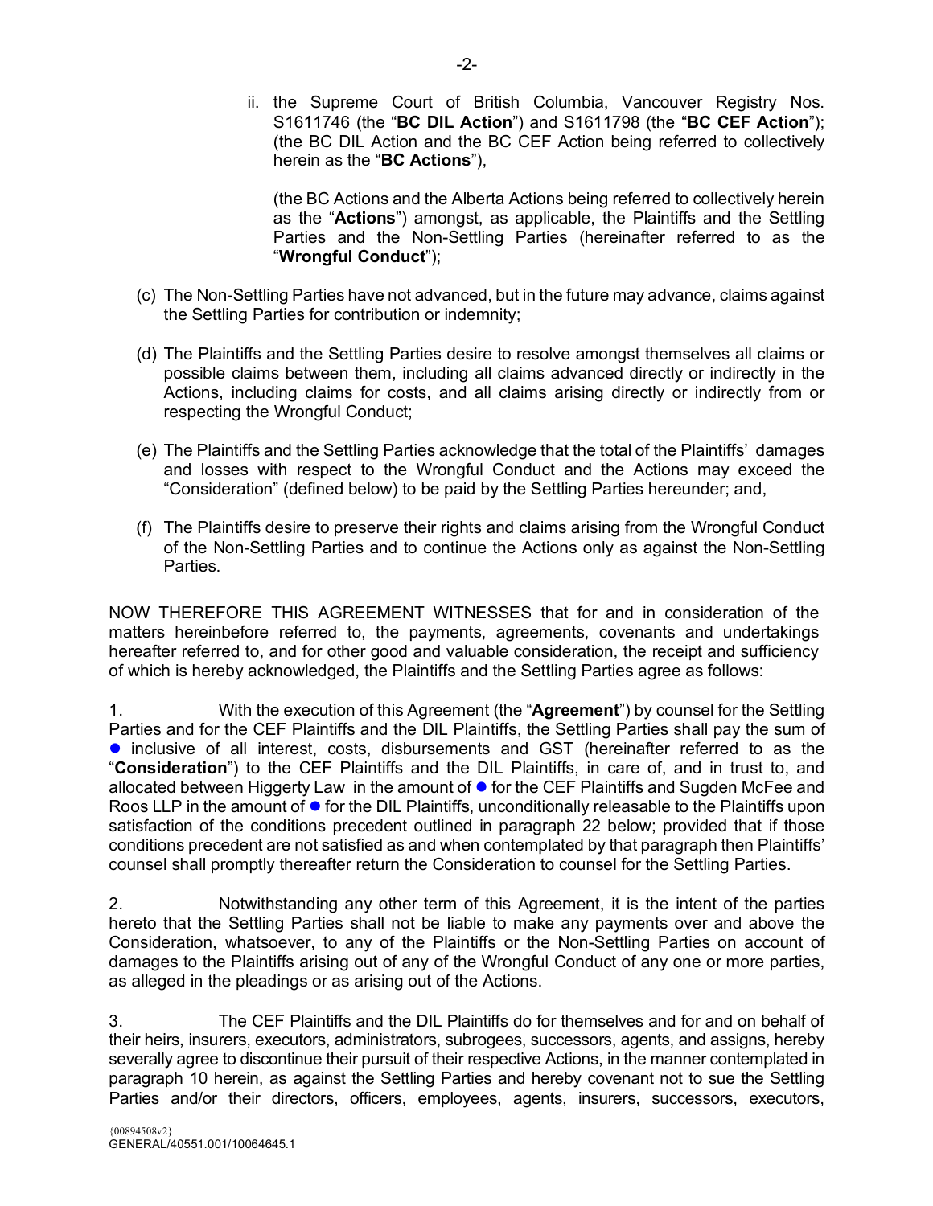ii. the Supreme Court of British Columbia, Vancouver Registry Nos. S1611746 (the "**BC DIL Action**") and S1611798 (the "**BC CEF Action**"); (the BC DIL Action and the BC CEF Action being referred to collectively herein as the "**BC Actions**"),

(the BC Actions and the Alberta Actions being referred to collectively herein as the "**Actions**") amongst, as applicable, the Plaintiffs and the Settling Parties and the Non-Settling Parties (hereinafter referred to as the "**Wrongful Conduct**");

(c) The Non-Settling Parties have not advanced, but in the future may advance, claims against the Settling Parties for contribution or indemnity;

(d) The Plaintiffs and the Settling Parties desire to resolve amongst themselves all claims or possible claims between them, including all claims advanced directly or indirectly in the Actions, including claims for costs, and all claims arising directly or indirectly from or respecting the Wrongful Conduct;

(e) The Plaintiffs and the Settling Parties acknowledge that the total of the Plaintiffs' damages and losses with respect to the Wrongful Conduct and the Actions may exceed the "Consideration" (defined below) to be paid by the Settling Parties hereunder; and,

(f) The Plaintiffs desire to preserve their rights and claims arising from the Wrongful Conduct of the Non-Settling Parties and to continue the Actions only as against the Non-Settling Parties.

NOW THEREFORE THIS AGREEMENT WITNESSES that for and in consideration of the matters hereinbefore referred to, the payments, agreements, covenants and undertakings hereafter referred to, and for other good and valuable consideration, the receipt and sufficiency of which is hereby acknowledged, the Plaintiffs and the Settling Parties agree as follows:

1. With the execution of this Agreement (the "**Agreement**") by counsel for the Settling Parties and for the CEF Plaintiffs and the DIL Plaintiffs, the Settling Parties shall pay the sum of ● inclusive of all interest, costs, disbursements and GST (hereinafter referred to as the "**Consideration**") to the CEF Plaintiffs and the DIL Plaintiffs, in care of, and in trust to, and allocated between Higgerty Law in the amount of ● for the CEF Plaintiffs and Sugden McFee and Roos LLP in the amount of ● for the DIL Plaintiffs, unconditionally releasable to the Plaintiffs upon satisfaction of the conditions precedent outlined in paragraph 22 below; provided that if those conditions precedent are not satisfied as and when contemplated by that paragraph then Plaintiffs' counsel shall promptly thereafter return the Consideration to counsel for the Settling Parties.

2. Notwithstanding any other term of this Agreement, it is the intent of the parties hereto that the Settling Parties shall not be liable to make any payments over and above the Consideration, whatsoever, to any of the Plaintiffs or the Non-Settling Parties on account of damages to the Plaintiffs arising out of any of the Wrongful Conduct of any one or more parties, as alleged in the pleadings or as arising out of the Actions.

3. The CEF Plaintiffs and the DIL Plaintiffs do for themselves and for and on behalf of their heirs, insurers, executors, administrators, subrogees, successors, agents, and assigns, hereby severally agree to discontinue their pursuit of their respective Actions, in the manner contemplated in paragraph 10 herein, as against the Settling Parties and hereby covenant not to sue the Settling Parties and/or their directors, officers, employees, agents, insurers, successors, executors,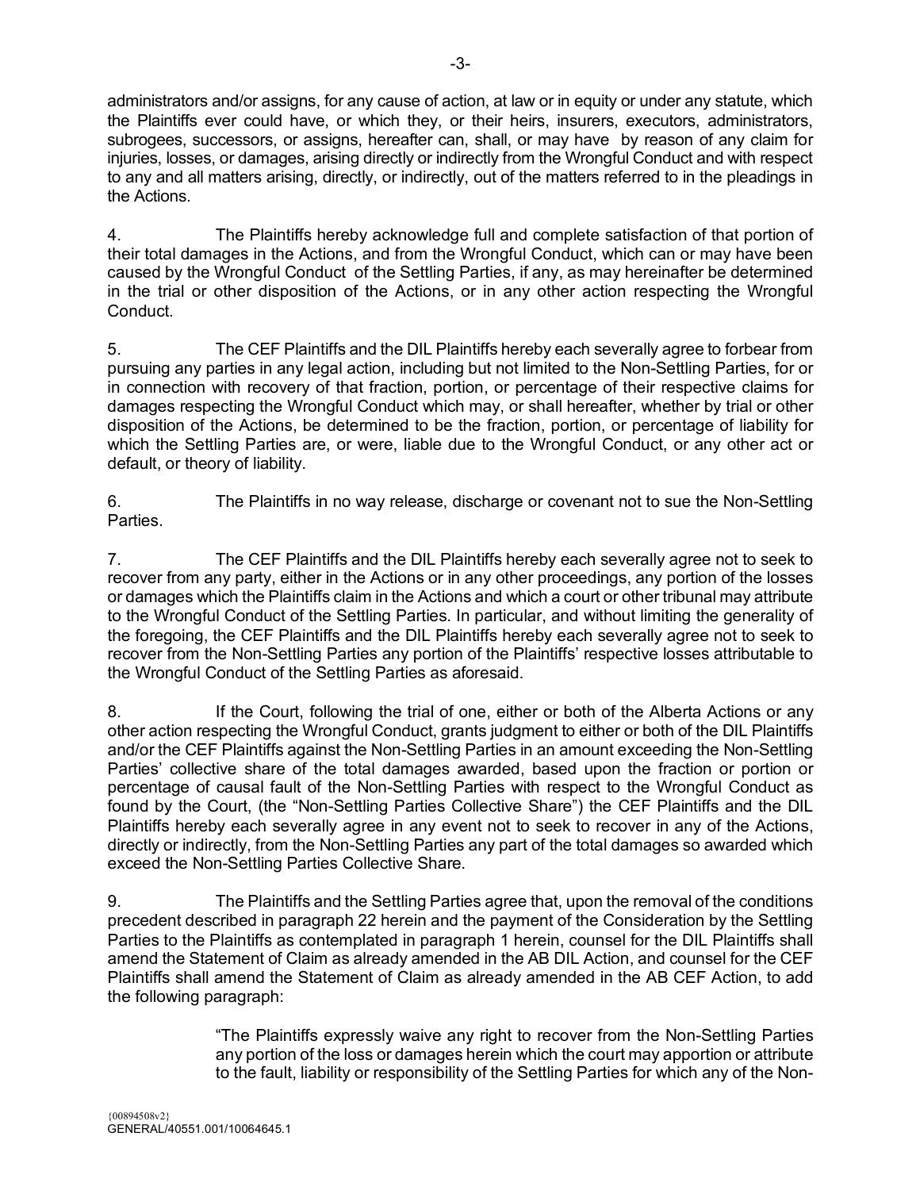administrators and/or assigns, for any cause of action, at law or in equity or under any statute, which the Plaintiffs ever could have, or which they, or their heirs, insurers, executors, administrators, subrogees, successors, or assigns, hereafter can, shall, or may have by reason of any claim for injuries, losses, or damages, arising directly or indirectly from the Wrongful Conduct and with respect to any and all matters arising, directly, or indirectly, out of the matters referred to in the pleadings in the Actions.

4. The Plaintiffs hereby acknowledge full and complete satisfaction of that portion of their total damages in the Actions, and from the Wrongful Conduct, which can or may have been caused by the Wrongful Conduct of the Settling Parties, if any, as may hereinafter be determined in the trial or other disposition of the Actions, or in any other action respecting the Wrongful Conduct.

5. The CEF Plaintiffs and the DIL Plaintiffs hereby each severally agree to forbear from pursuing any parties in any legal action, including but not limited to the Non-Settling Parties, for or in connection with recovery of that fraction, portion, or percentage of their respective claims for damages respecting the Wrongful Conduct which may, or shall hereafter, whether by trial or other disposition of the Actions, be determined to be the fraction, portion, or percentage of liability for which the Settling Parties are, or were, liable due to the Wrongful Conduct, or any other act or default, or theory of liability.

6. The Plaintiffs in no way release, discharge or covenant not to sue the Non-Settling Parties.

7. The CEF Plaintiffs and the DIL Plaintiffs hereby each severally agree not to seek to recover from any party, either in the Actions or in any other proceedings, any portion of the losses or damages which the Plaintiffs claim in the Actions and which a court or other tribunal may attribute to the Wrongful Conduct of the Settling Parties. In particular, and without limiting the generality of the foregoing, the CEF Plaintiffs and the DIL Plaintiffs hereby each severally agree not to seek to recover from the Non-Settling Parties any portion of the Plaintiffs' respective losses attributable to the Wrongful Conduct of the Settling Parties as aforesaid.

8. If the Court, following the trial of one, either or both of the Alberta Actions or any other action respecting the Wrongful Conduct, grants judgment to either or both of the DIL Plaintiffs and/or the CEF Plaintiffs against the Non-Settling Parties in an amount exceeding the Non-Settling Parties' collective share of the total damages awarded, based upon the fraction or portion or percentage of causal fault of the Non-Settling Parties with respect to the Wrongful Conduct as found by the Court, (the "Non-Settling Parties Collective Share") the CEF Plaintiffs and the DIL Plaintiffs hereby each severally agree in any event not to seek to recover in any of the Actions, directly or indirectly, from the Non-Settling Parties any part of the total damages so awarded which exceed the Non-Settling Parties Collective Share.

9. The Plaintiffs and the Settling Parties agree that, upon the removal of the conditions precedent described in paragraph 22 herein and the payment of the Consideration by the Settling Parties to the Plaintiffs as contemplated in paragraph 1 herein, counsel for the DIL Plaintiffs shall amend the Statement of Claim as already amended in the AB DIL Action, and counsel for the CEF Plaintiffs shall amend the Statement of Claim as already amended in the AB CEF Action, to add the following paragraph:

> "The Plaintiffs expressly waive any right to recover from the Non-Settling Parties any portion of the loss or damages herein which the court may apportion or attribute to the fault, liability or responsibility of the Settling Parties for which any of the Non-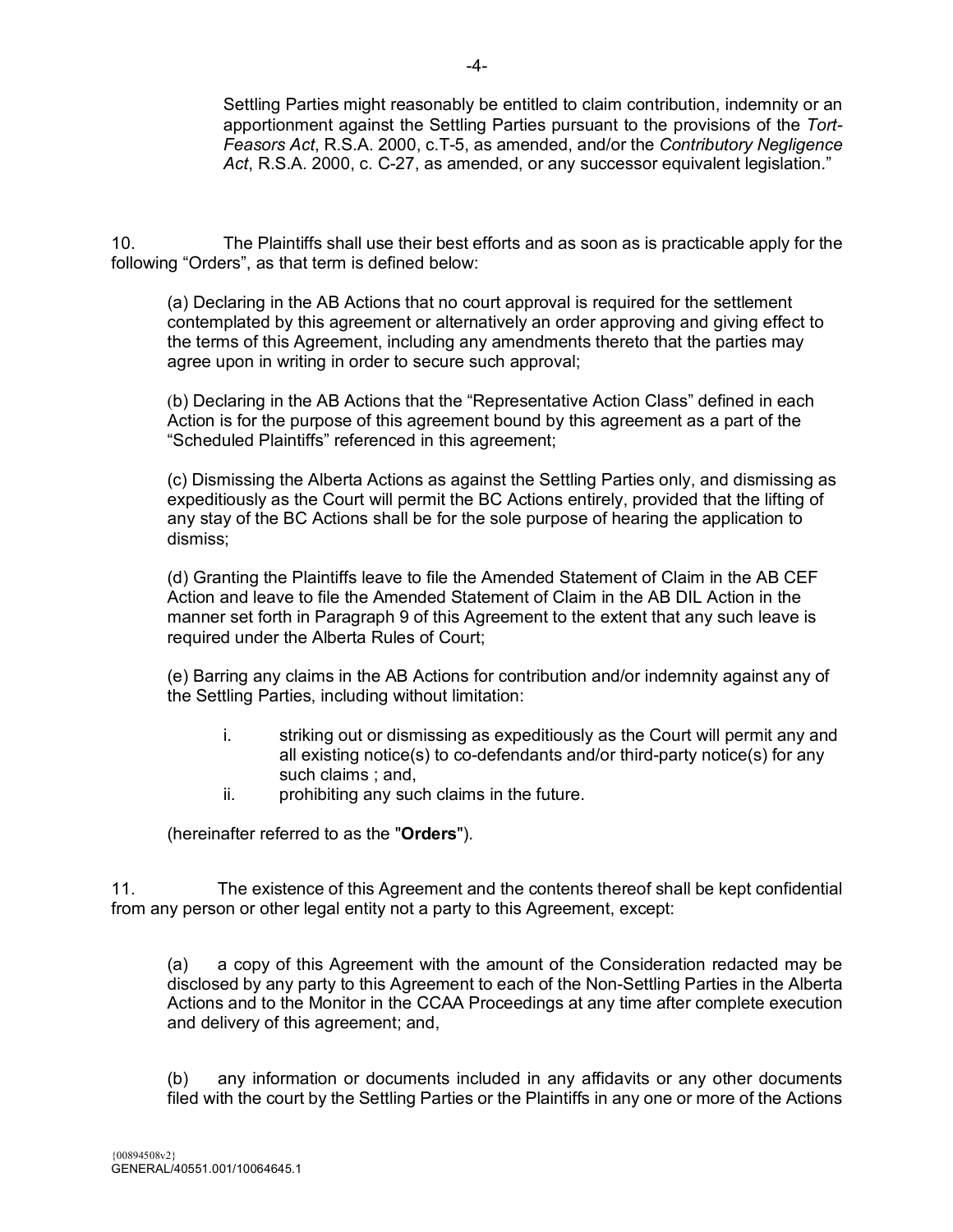Settling Parties might reasonably be entitled to claim contribution, indemnity or an apportionment against the Settling Parties pursuant to the provisions of the *Tort-Feasors Act*, R.S.A. 2000, c.T-5, as amended, and/or the *Contributory Negligence Act*, R.S.A. 2000, c. C-27, as amended, or any successor equivalent legislation."

10. The Plaintiffs shall use their best efforts and as soon as is practicable apply for the following "Orders", as that term is defined below:

(a) Declaring in the AB Actions that no court approval is required for the settlement contemplated by this agreement or alternatively an order approving and giving effect to the terms of this Agreement, including any amendments thereto that the parties may agree upon in writing in order to secure such approval;

(b) Declaring in the AB Actions that the "Representative Action Class" defined in each Action is for the purpose of this agreement bound by this agreement as a part of the "Scheduled Plaintiffs" referenced in this agreement;

(c) Dismissing the Alberta Actions as against the Settling Parties only, and dismissing as expeditiously as the Court will permit the BC Actions entirely, provided that the lifting of any stay of the BC Actions shall be for the sole purpose of hearing the application to dismiss;

(d) Granting the Plaintiffs leave to file the Amended Statement of Claim in the AB CEF Action and leave to file the Amended Statement of Claim in the AB DIL Action in the manner set forth in Paragraph 9 of this Agreement to the extent that any such leave is required under the Alberta Rules of Court;

(e) Barring any claims in the AB Actions for contribution and/or indemnity against any of the Settling Parties, including without limitation:

i. striking out or dismissing as expeditiously as the Court will permit any and all existing notice(s) to co-defendants and/or third-party notice(s) for any such claims ; and,
ii. prohibiting any such claims in the future.

(hereinafter referred to as the "**Orders**").

11. The existence of this Agreement and the contents thereof shall be kept confidential from any person or other legal entity not a party to this Agreement, except:

(a) a copy of this Agreement with the amount of the Consideration redacted may be disclosed by any party to this Agreement to each of the Non-Settling Parties in the Alberta Actions and to the Monitor in the CCAA Proceedings at any time after complete execution and delivery of this agreement; and,

(b) any information or documents included in any affidavits or any other documents filed with the court by the Settling Parties or the Plaintiffs in any one or more of the Actions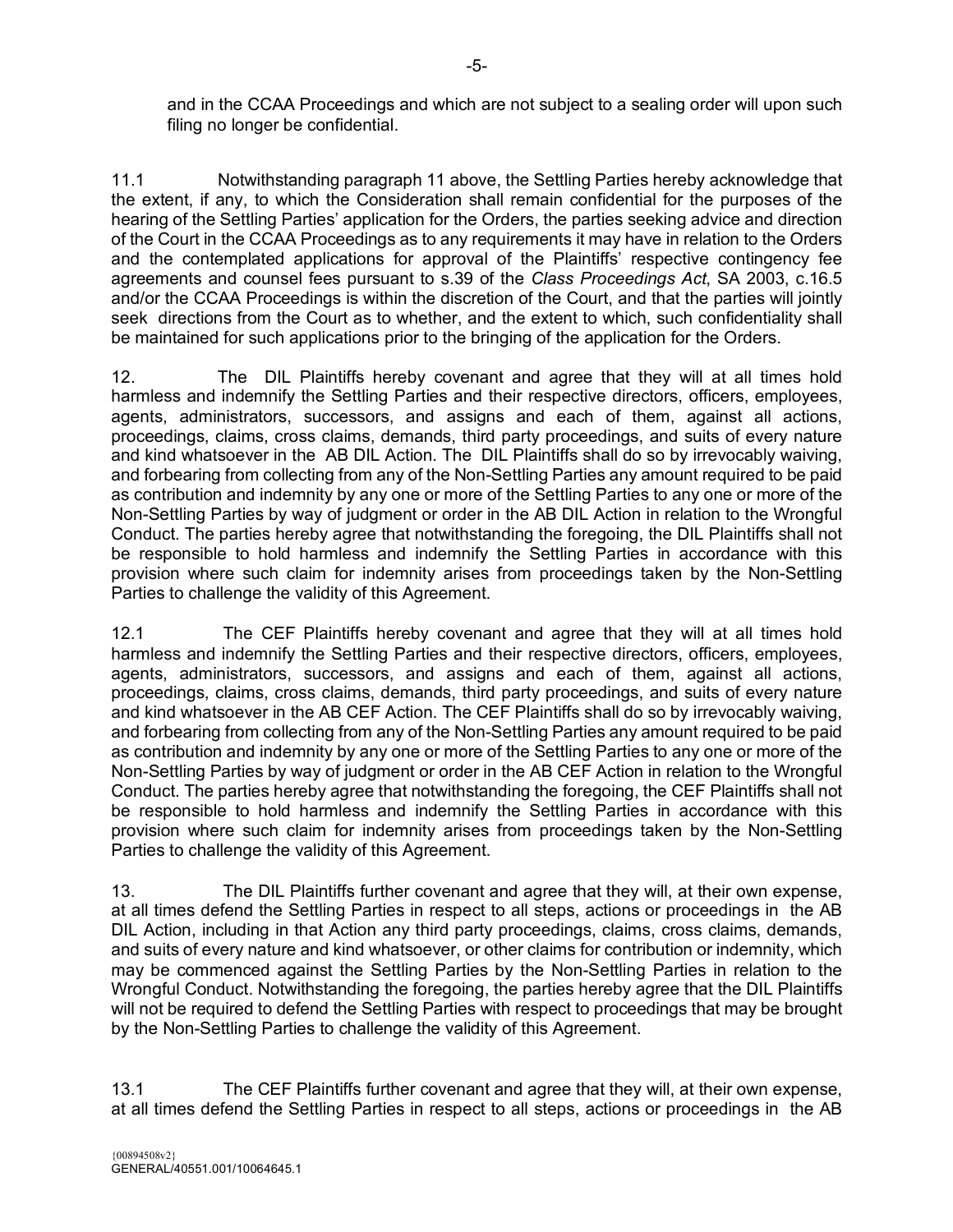and in the CCAA Proceedings and which are not subject to a sealing order will upon such filing no longer be confidential.

11.1 Notwithstanding paragraph 11 above, the Settling Parties hereby acknowledge that the extent, if any, to which the Consideration shall remain confidential for the purposes of the hearing of the Settling Parties' application for the Orders, the parties seeking advice and direction of the Court in the CCAA Proceedings as to any requirements it may have in relation to the Orders and the contemplated applications for approval of the Plaintiffs' respective contingency fee agreements and counsel fees pursuant to s.39 of the *Class Proceedings Act*, SA 2003, c.16.5 and/or the CCAA Proceedings is within the discretion of the Court, and that the parties will jointly seek directions from the Court as to whether, and the extent to which, such confidentiality shall be maintained for such applications prior to the bringing of the application for the Orders.

12. The DIL Plaintiffs hereby covenant and agree that they will at all times hold harmless and indemnify the Settling Parties and their respective directors, officers, employees, agents, administrators, successors, and assigns and each of them, against all actions, proceedings, claims, cross claims, demands, third party proceedings, and suits of every nature and kind whatsoever in the AB DIL Action. The DIL Plaintiffs shall do so by irrevocably waiving, and forbearing from collecting from any of the Non-Settling Parties any amount required to be paid as contribution and indemnity by any one or more of the Settling Parties to any one or more of the Non-Settling Parties by way of judgment or order in the AB DIL Action in relation to the Wrongful Conduct. The parties hereby agree that notwithstanding the foregoing, the DIL Plaintiffs shall not be responsible to hold harmless and indemnify the Settling Parties in accordance with this provision where such claim for indemnity arises from proceedings taken by the Non-Settling Parties to challenge the validity of this Agreement.

12.1 The CEF Plaintiffs hereby covenant and agree that they will at all times hold harmless and indemnify the Settling Parties and their respective directors, officers, employees, agents, administrators, successors, and assigns and each of them, against all actions, proceedings, claims, cross claims, demands, third party proceedings, and suits of every nature and kind whatsoever in the AB CEF Action. The CEF Plaintiffs shall do so by irrevocably waiving, and forbearing from collecting from any of the Non-Settling Parties any amount required to be paid as contribution and indemnity by any one or more of the Settling Parties to any one or more of the Non-Settling Parties by way of judgment or order in the AB CEF Action in relation to the Wrongful Conduct. The parties hereby agree that notwithstanding the foregoing, the CEF Plaintiffs shall not be responsible to hold harmless and indemnify the Settling Parties in accordance with this provision where such claim for indemnity arises from proceedings taken by the Non-Settling Parties to challenge the validity of this Agreement.

13. The DIL Plaintiffs further covenant and agree that they will, at their own expense, at all times defend the Settling Parties in respect to all steps, actions or proceedings in the AB DIL Action, including in that Action any third party proceedings, claims, cross claims, demands, and suits of every nature and kind whatsoever, or other claims for contribution or indemnity, which may be commenced against the Settling Parties by the Non-Settling Parties in relation to the Wrongful Conduct. Notwithstanding the foregoing, the parties hereby agree that the DIL Plaintiffs will not be required to defend the Settling Parties with respect to proceedings that may be brought by the Non-Settling Parties to challenge the validity of this Agreement.

13.1 The CEF Plaintiffs further covenant and agree that they will, at their own expense, at all times defend the Settling Parties in respect to all steps, actions or proceedings in the AB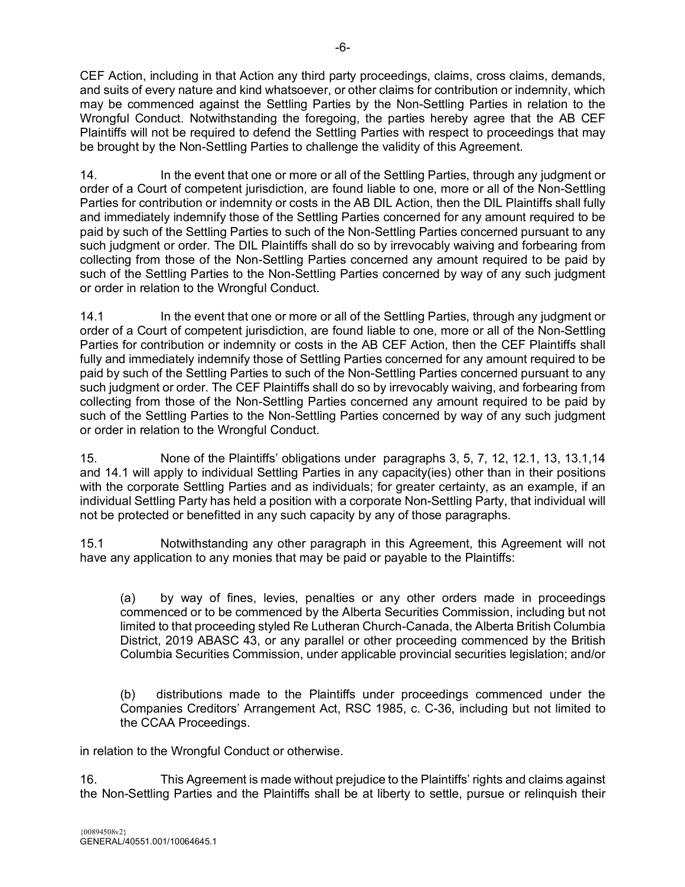CEF Action, including in that Action any third party proceedings, claims, cross claims, demands, and suits of every nature and kind whatsoever, or other claims for contribution or indemnity, which may be commenced against the Settling Parties by the Non-Settling Parties in relation to the Wrongful Conduct. Notwithstanding the foregoing, the parties hereby agree that the AB CEF Plaintiffs will not be required to defend the Settling Parties with respect to proceedings that may be brought by the Non-Settling Parties to challenge the validity of this Agreement.

14. In the event that one or more or all of the Settling Parties, through any judgment or order of a Court of competent jurisdiction, are found liable to one, more or all of the Non-Settling Parties for contribution or indemnity or costs in the AB DIL Action, then the DIL Plaintiffs shall fully and immediately indemnify those of the Settling Parties concerned for any amount required to be paid by such of the Settling Parties to such of the Non-Settling Parties concerned pursuant to any such judgment or order. The DIL Plaintiffs shall do so by irrevocably waiving and forbearing from collecting from those of the Non-Settling Parties concerned any amount required to be paid by such of the Settling Parties to the Non-Settling Parties concerned by way of any such judgment or order in relation to the Wrongful Conduct.

14.1 In the event that one or more or all of the Settling Parties, through any judgment or order of a Court of competent jurisdiction, are found liable to one, more or all of the Non-Settling Parties for contribution or indemnity or costs in the AB CEF Action, then the CEF Plaintiffs shall fully and immediately indemnify those of Settling Parties concerned for any amount required to be paid by such of the Settling Parties to such of the Non-Settling Parties concerned pursuant to any such judgment or order. The CEF Plaintiffs shall do so by irrevocably waiving, and forbearing from collecting from those of the Non-Settling Parties concerned any amount required to be paid by such of the Settling Parties to the Non-Settling Parties concerned by way of any such judgment or order in relation to the Wrongful Conduct.

15. None of the Plaintiffs' obligations under paragraphs 3, 5, 7, 12, 12.1, 13, 13.1,14 and 14.1 will apply to individual Settling Parties in any capacity(ies) other than in their positions with the corporate Settling Parties and as individuals; for greater certainty, as an example, if an individual Settling Party has held a position with a corporate Non-Settling Party, that individual will not be protected or benefitted in any such capacity by any of those paragraphs.

15.1 Notwithstanding any other paragraph in this Agreement, this Agreement will not have any application to any monies that may be paid or payable to the Plaintiffs:

(a) by way of fines, levies, penalties or any other orders made in proceedings commenced or to be commenced by the Alberta Securities Commission, including but not limited to that proceeding styled Re Lutheran Church-Canada, the Alberta British Columbia District, 2019 ABASC 43, or any parallel or other proceeding commenced by the British Columbia Securities Commission, under applicable provincial securities legislation; and/or

(b) distributions made to the Plaintiffs under proceedings commenced under the Companies Creditors' Arrangement Act, RSC 1985, c. C-36, including but not limited to the CCAA Proceedings.

in relation to the Wrongful Conduct or otherwise.

16. This Agreement is made without prejudice to the Plaintiffs' rights and claims against the Non-Settling Parties and the Plaintiffs shall be at liberty to settle, pursue or relinquish their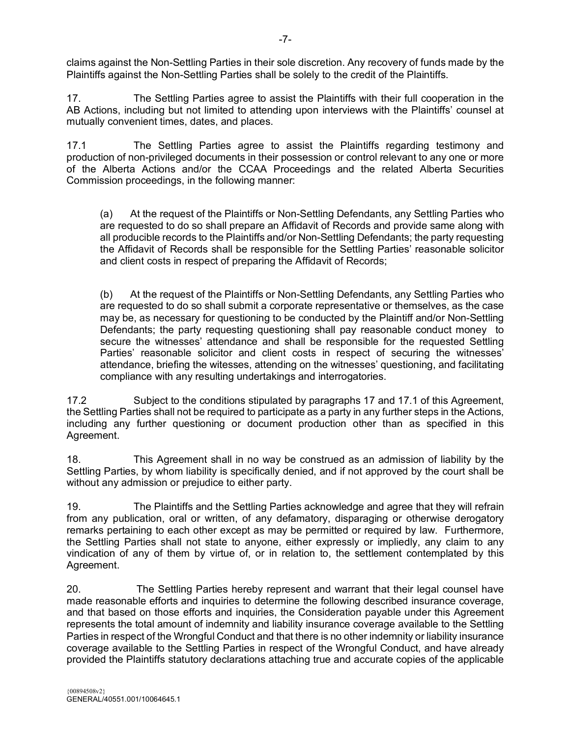claims against the Non-Settling Parties in their sole discretion. Any recovery of funds made by the Plaintiffs against the Non-Settling Parties shall be solely to the credit of the Plaintiffs.

17. The Settling Parties agree to assist the Plaintiffs with their full cooperation in the AB Actions, including but not limited to attending upon interviews with the Plaintiffs' counsel at mutually convenient times, dates, and places.

17.1 The Settling Parties agree to assist the Plaintiffs regarding testimony and production of non-privileged documents in their possession or control relevant to any one or more of the Alberta Actions and/or the CCAA Proceedings and the related Alberta Securities Commission proceedings, in the following manner:

(a) At the request of the Plaintiffs or Non-Settling Defendants, any Settling Parties who are requested to do so shall prepare an Affidavit of Records and provide same along with all producible records to the Plaintiffs and/or Non-Settling Defendants; the party requesting the Affidavit of Records shall be responsible for the Settling Parties' reasonable solicitor and client costs in respect of preparing the Affidavit of Records;

(b) At the request of the Plaintiffs or Non-Settling Defendants, any Settling Parties who are requested to do so shall submit a corporate representative or themselves, as the case may be, as necessary for questioning to be conducted by the Plaintiff and/or Non-Settling Defendants; the party requesting questioning shall pay reasonable conduct money to secure the witnesses' attendance and shall be responsible for the requested Settling Parties' reasonable solicitor and client costs in respect of securing the witnesses' attendance, briefing the witesses, attending on the witnesses' questioning, and facilitating compliance with any resulting undertakings and interrogatories.

17.2 Subject to the conditions stipulated by paragraphs 17 and 17.1 of this Agreement, the Settling Parties shall not be required to participate as a party in any further steps in the Actions, including any further questioning or document production other than as specified in this Agreement.

18. This Agreement shall in no way be construed as an admission of liability by the Settling Parties, by whom liability is specifically denied, and if not approved by the court shall be without any admission or prejudice to either party.

19. The Plaintiffs and the Settling Parties acknowledge and agree that they will refrain from any publication, oral or written, of any defamatory, disparaging or otherwise derogatory remarks pertaining to each other except as may be permitted or required by law. Furthermore, the Settling Parties shall not state to anyone, either expressly or impliedly, any claim to any vindication of any of them by virtue of, or in relation to, the settlement contemplated by this Agreement.

20. The Settling Parties hereby represent and warrant that their legal counsel have made reasonable efforts and inquiries to determine the following described insurance coverage, and that based on those efforts and inquiries, the Consideration payable under this Agreement represents the total amount of indemnity and liability insurance coverage available to the Settling Parties in respect of the Wrongful Conduct and that there is no other indemnity or liability insurance coverage available to the Settling Parties in respect of the Wrongful Conduct, and have already provided the Plaintiffs statutory declarations attaching true and accurate copies of the applicable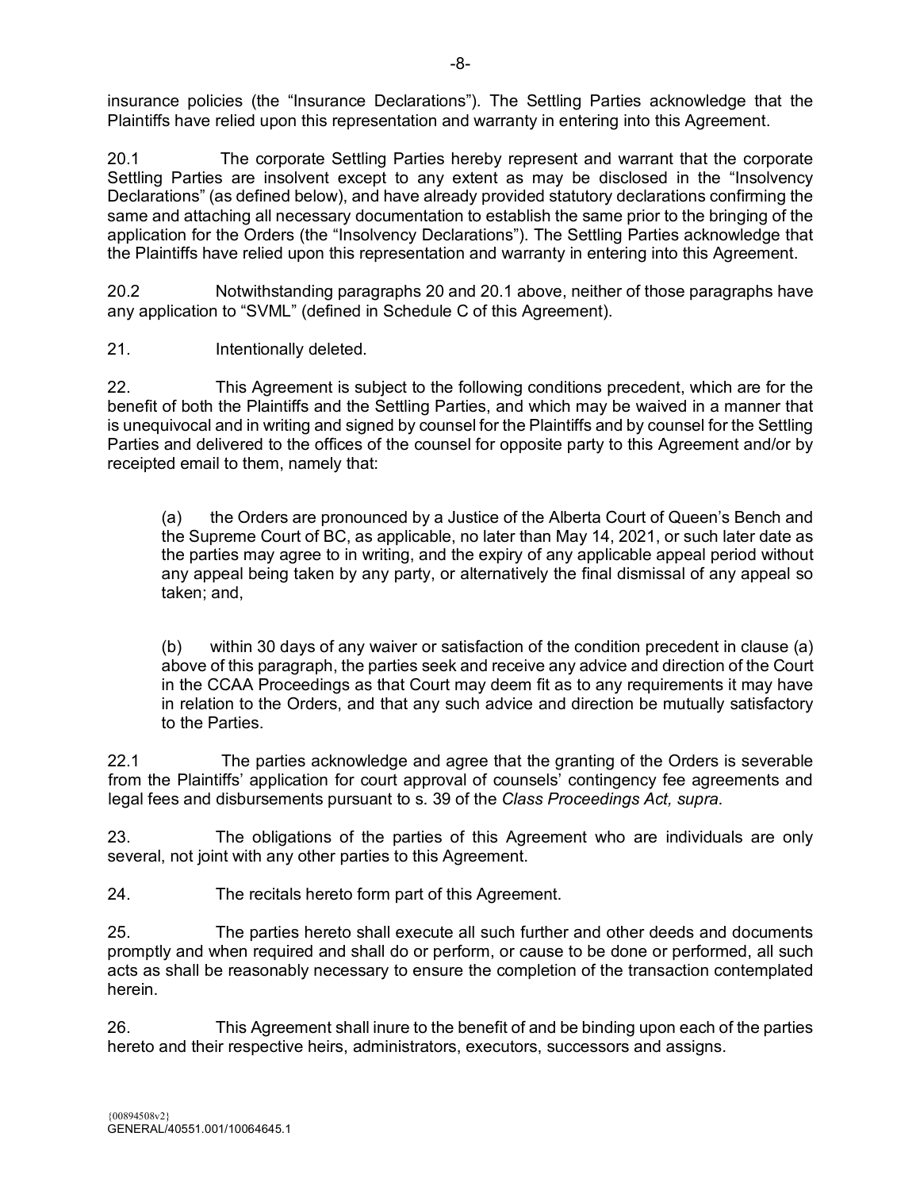insurance policies (the "Insurance Declarations"). The Settling Parties acknowledge that the Plaintiffs have relied upon this representation and warranty in entering into this Agreement.

20.1 The corporate Settling Parties hereby represent and warrant that the corporate Settling Parties are insolvent except to any extent as may be disclosed in the "Insolvency Declarations" (as defined below), and have already provided statutory declarations confirming the same and attaching all necessary documentation to establish the same prior to the bringing of the application for the Orders (the "Insolvency Declarations"). The Settling Parties acknowledge that the Plaintiffs have relied upon this representation and warranty in entering into this Agreement.

20.2 Notwithstanding paragraphs 20 and 20.1 above, neither of those paragraphs have any application to "SVML" (defined in Schedule C of this Agreement).

21. Intentionally deleted.

22. This Agreement is subject to the following conditions precedent, which are for the benefit of both the Plaintiffs and the Settling Parties, and which may be waived in a manner that is unequivocal and in writing and signed by counsel for the Plaintiffs and by counsel for the Settling Parties and delivered to the offices of the counsel for opposite party to this Agreement and/or by receipted email to them, namely that:

(a) the Orders are pronounced by a Justice of the Alberta Court of Queen's Bench and the Supreme Court of BC, as applicable, no later than May 14, 2021, or such later date as the parties may agree to in writing, and the expiry of any applicable appeal period without any appeal being taken by any party, or alternatively the final dismissal of any appeal so taken; and,

(b) within 30 days of any waiver or satisfaction of the condition precedent in clause (a) above of this paragraph, the parties seek and receive any advice and direction of the Court in the CCAA Proceedings as that Court may deem fit as to any requirements it may have in relation to the Orders, and that any such advice and direction be mutually satisfactory to the Parties.

22.1 The parties acknowledge and agree that the granting of the Orders is severable from the Plaintiffs' application for court approval of counsels' contingency fee agreements and legal fees and disbursements pursuant to s. 39 of the *Class Proceedings Act, supra.*

23. The obligations of the parties of this Agreement who are individuals are only several, not joint with any other parties to this Agreement.

24. The recitals hereto form part of this Agreement.

25. The parties hereto shall execute all such further and other deeds and documents promptly and when required and shall do or perform, or cause to be done or performed, all such acts as shall be reasonably necessary to ensure the completion of the transaction contemplated herein.

26. This Agreement shall inure to the benefit of and be binding upon each of the parties hereto and their respective heirs, administrators, executors, successors and assigns.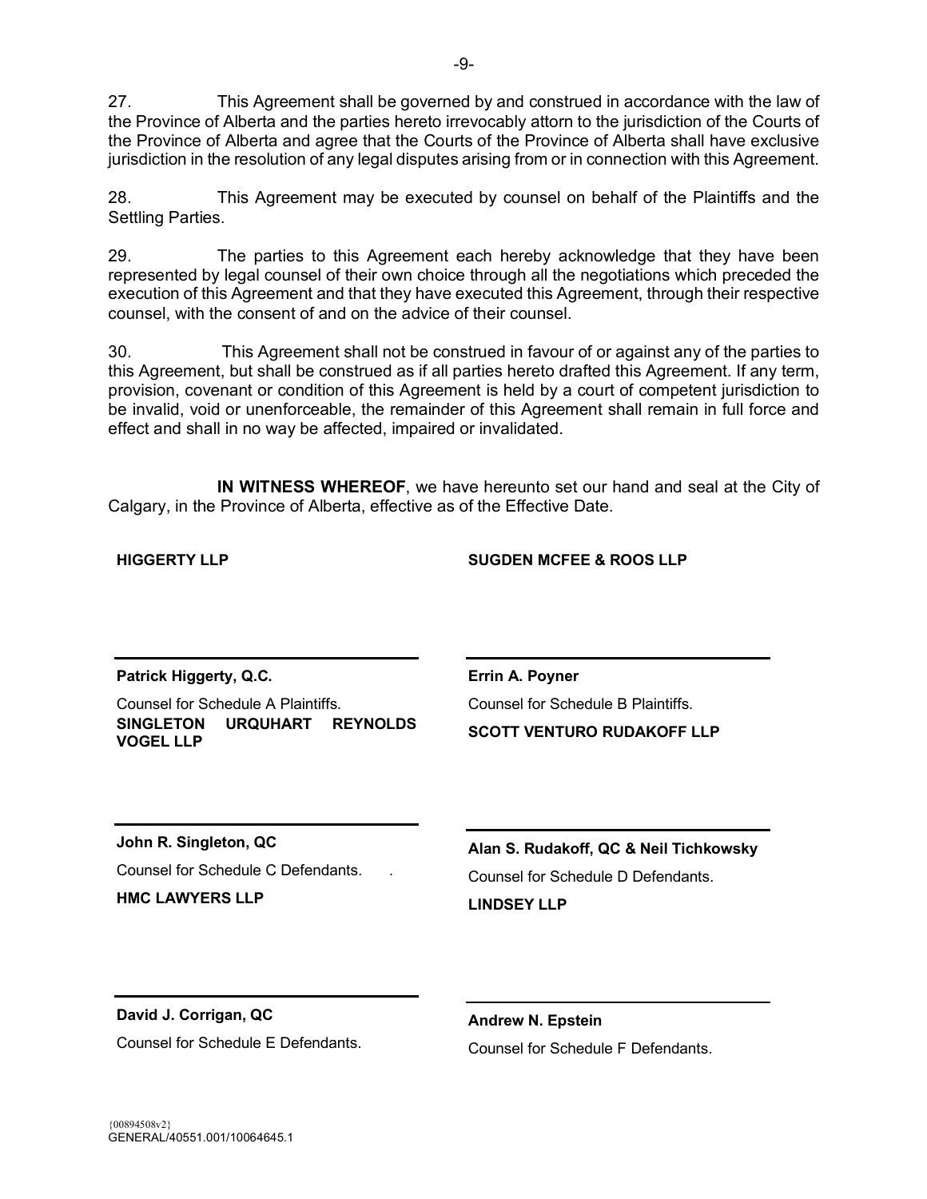27. This Agreement shall be governed by and construed in accordance with the law of the Province of Alberta and the parties hereto irrevocably attorn to the jurisdiction of the Courts of the Province of Alberta and agree that the Courts of the Province of Alberta shall have exclusive jurisdiction in the resolution of any legal disputes arising from or in connection with this Agreement.

28. This Agreement may be executed by counsel on behalf of the Plaintiffs and the Settling Parties.

29. The parties to this Agreement each hereby acknowledge that they have been represented by legal counsel of their own choice through all the negotiations which preceded the execution of this Agreement and that they have executed this Agreement, through their respective counsel, with the consent of and on the advice of their counsel.

30. This Agreement shall not be construed in favour of or against any of the parties to this Agreement, but shall be construed as if all parties hereto drafted this Agreement. If any term, provision, covenant or condition of this Agreement is held by a court of competent jurisdiction to be invalid, void or unenforceable, the remainder of this Agreement shall remain in full force and effect and shall in no way be affected, impaired or invalidated.

**IN WITNESS WHEREOF**, we have hereunto set our hand and seal at the City of Calgary, in the Province of Alberta, effective as of the Effective Date.

**HIGGERTY LLP**

\_\_\_\_\_\_\_\_\_\_\_\_\_\_\_\_\_\_\_\_\_\_\_\_\_\_\_\_\_\_

**Patrick Higgerty, Q.C.**

Counsel for Schedule A Plaintiffs.

**SUGDEN MCFEE & ROOS LLP**

\_\_\_\_\_\_\_\_\_\_\_\_\_\_\_\_\_\_\_\_\_\_\_\_\_\_\_\_\_\_

**Errin A. Poyner**

Counsel for Schedule B Plaintiffs.

**SINGLETON URQUHART REYNOLDS VOGEL LLP**

\_\_\_\_\_\_\_\_\_\_\_\_\_\_\_\_\_\_\_\_\_\_\_\_\_\_\_\_\_\_

**John R. Singleton, QC**

Counsel for Schedule C Defendants.

**SCOTT VENTURO RUDAKOFF LLP**

\_\_\_\_\_\_\_\_\_\_\_\_\_\_\_\_\_\_\_\_\_\_\_\_\_\_\_\_\_\_

**Alan S. Rudakoff, QC & Neil Tichkowsky**

Counsel for Schedule D Defendants.

**HMC LAWYERS LLP**

\_\_\_\_\_\_\_\_\_\_\_\_\_\_\_\_\_\_\_\_\_\_\_\_\_\_\_\_\_\_

**David J. Corrigan, QC**

Counsel for Schedule E Defendants.

**LINDSEY LLP**

\_\_\_\_\_\_\_\_\_\_\_\_\_\_\_\_\_\_\_\_\_\_\_\_\_\_\_\_\_\_

**Andrew N. Epstein**

Counsel for Schedule F Defendants.

{00894508v2}
GENERAL/40551.001/10064645.1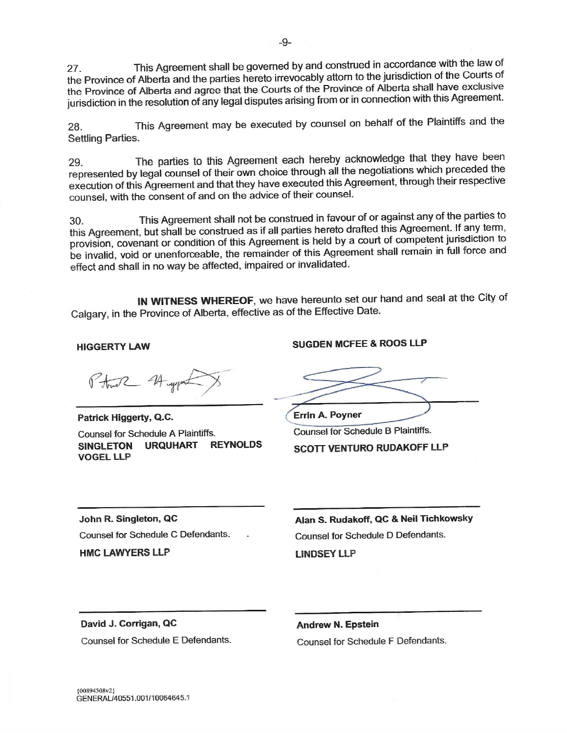27. This Agreement shall be governed by and construed in accordance with the law of the Province of Alberta and the parties hereto irrevocably attorn to the jurisdiction of the Courts of the Province of Alberta and agree that the Courts of the Province of Alberta shall have exclusive jurisdiction in the resolution of any legal disputes arising from or in connection with this Agreement.

28. This Agreement may be executed by counsel on behalf of the Plaintiffs and the Settling Parties.

29. The parties to this Agreement each hereby acknowledge that they have been represented by legal counsel of their own choice through all the negotiations which preceded the execution of this Agreement and that they have executed this Agreement, through their respective counsel, with the consent of and on the advice of their counsel.

30. This Agreement shall not be construed in favour of or against any of the parties to this Agreement, but shall be construed as if all parties hereto drafted this Agreement. If any term, provision, covenant or condition of this Agreement is held by a court of competent jurisdiction to be invalid, void or unenforceable, the remainder of this Agreement shall remain in full force and effect and shall in no way be affected, impaired or invalidated.

**IN WITNESS WHEREOF**, we have hereunto set our hand and seal at the City of Calgary, in the Province of Alberta, effective as of the Effective Date.

**HIGGERTY LAW**

\_\_\_\_\_\_\_\_\_\_\_\_\_\_\_\_\_\_\_\_\_\_\_\_\_\_\_\_
**Patrick Higgerty, Q.C.**
Counsel for Schedule A Plaintiffs.

**SUGDEN MCFEE & ROOS LLP**

\_\_\_\_\_\_\_\_\_\_\_\_\_\_\_\_\_\_\_\_\_\_\_\_\_\_\_\_
**Errin A. Poyner**
Counsel for Schedule B Plaintiffs.

**SINGLETON URQUHART REYNOLDS VOGEL LLP**

\_\_\_\_\_\_\_\_\_\_\_\_\_\_\_\_\_\_\_\_\_\_\_\_\_\_\_\_
**John R. Singleton, QC**
Counsel for Schedule C Defendants.

**SCOTT VENTURO RUDAKOFF LLP**

\_\_\_\_\_\_\_\_\_\_\_\_\_\_\_\_\_\_\_\_\_\_\_\_\_\_\_\_
**Alan S. Rudakoff, QC & Neil Tichkowsky**
Counsel for Schedule D Defendants.

**HMC LAWYERS LLP**

\_\_\_\_\_\_\_\_\_\_\_\_\_\_\_\_\_\_\_\_\_\_\_\_\_\_\_\_
**David J. Corrigan, QC**
Counsel for Schedule E Defendants.

**LINDSEY LLP**

\_\_\_\_\_\_\_\_\_\_\_\_\_\_\_\_\_\_\_\_\_\_\_\_\_\_\_\_
**Andrew N. Epstein**
Counsel for Schedule F Defendants.

{00894508v2}
GENERAL/40551.001/10064645.1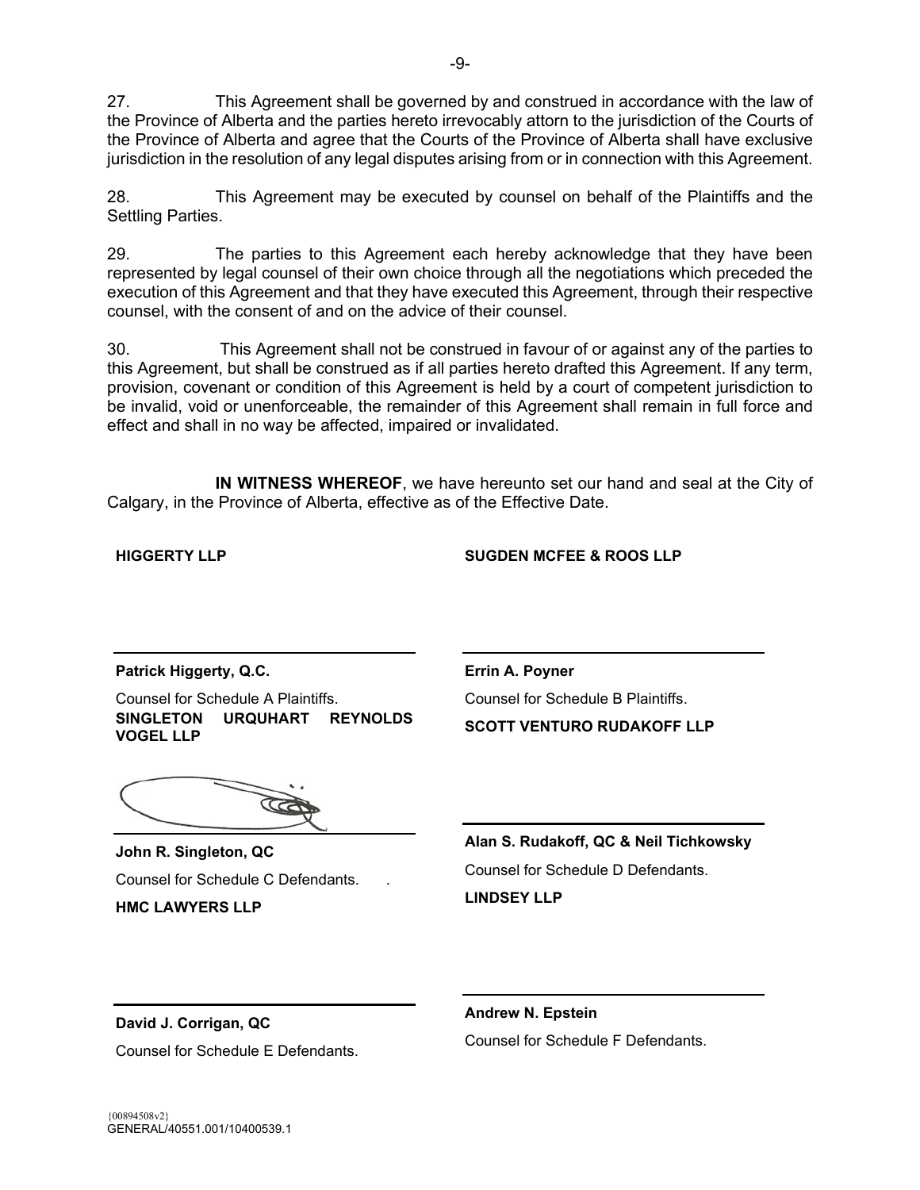27. This Agreement shall be governed by and construed in accordance with the law of the Province of Alberta and the parties hereto irrevocably attorn to the jurisdiction of the Courts of the Province of Alberta and agree that the Courts of the Province of Alberta shall have exclusive jurisdiction in the resolution of any legal disputes arising from or in connection with this Agreement.

28. This Agreement may be executed by counsel on behalf of the Plaintiffs and the Settling Parties.

29. The parties to this Agreement each hereby acknowledge that they have been represented by legal counsel of their own choice through all the negotiations which preceded the execution of this Agreement and that they have executed this Agreement, through their respective counsel, with the consent of and on the advice of their counsel.

30. This Agreement shall not be construed in favour of or against any of the parties to this Agreement, but shall be construed as if all parties hereto drafted this Agreement. If any term, provision, covenant or condition of this Agreement is held by a court of competent jurisdiction to be invalid, void or unenforceable, the remainder of this Agreement shall remain in full force and effect and shall in no way be affected, impaired or invalidated.

**IN WITNESS WHEREOF**, we have hereunto set our hand and seal at the City of Calgary, in the Province of Alberta, effective as of the Effective Date.

**HIGGERTY LLP**

\_\_\_\_\_\_\_\_\_\_\_\_\_\_\_\_\_\_\_\_\_\_\_\_\_\_\_\_\_\_

**Patrick Higgerty, Q.C.**

Counsel for Schedule A Plaintiffs.

**SUGDEN MCFEE & ROOS LLP**

\_\_\_\_\_\_\_\_\_\_\_\_\_\_\_\_\_\_\_\_\_\_\_\_\_\_\_\_\_\_

**Errin A. Poyner**

Counsel for Schedule B Plaintiffs.

**SINGLETON URQUHART REYNOLDS VOGEL LLP**

\_\_\_\_\_\_\_\_\_\_\_\_\_\_\_\_\_\_\_\_\_\_\_\_\_\_\_\_\_\_

**John R. Singleton, QC**

Counsel for Schedule C Defendants.

**SCOTT VENTURO RUDAKOFF LLP**

\_\_\_\_\_\_\_\_\_\_\_\_\_\_\_\_\_\_\_\_\_\_\_\_\_\_\_\_\_\_

**Alan S. Rudakoff, QC & Neil Tichkowsky**

Counsel for Schedule D Defendants.

**HMC LAWYERS LLP**

\_\_\_\_\_\_\_\_\_\_\_\_\_\_\_\_\_\_\_\_\_\_\_\_\_\_\_\_\_\_

**David J. Corrigan, QC**

Counsel for Schedule E Defendants.

**LINDSEY LLP**

\_\_\_\_\_\_\_\_\_\_\_\_\_\_\_\_\_\_\_\_\_\_\_\_\_\_\_\_\_\_

**Andrew N. Epstein**

Counsel for Schedule F Defendants.

{00894508v2}
GENERAL/40551.001/10400539.1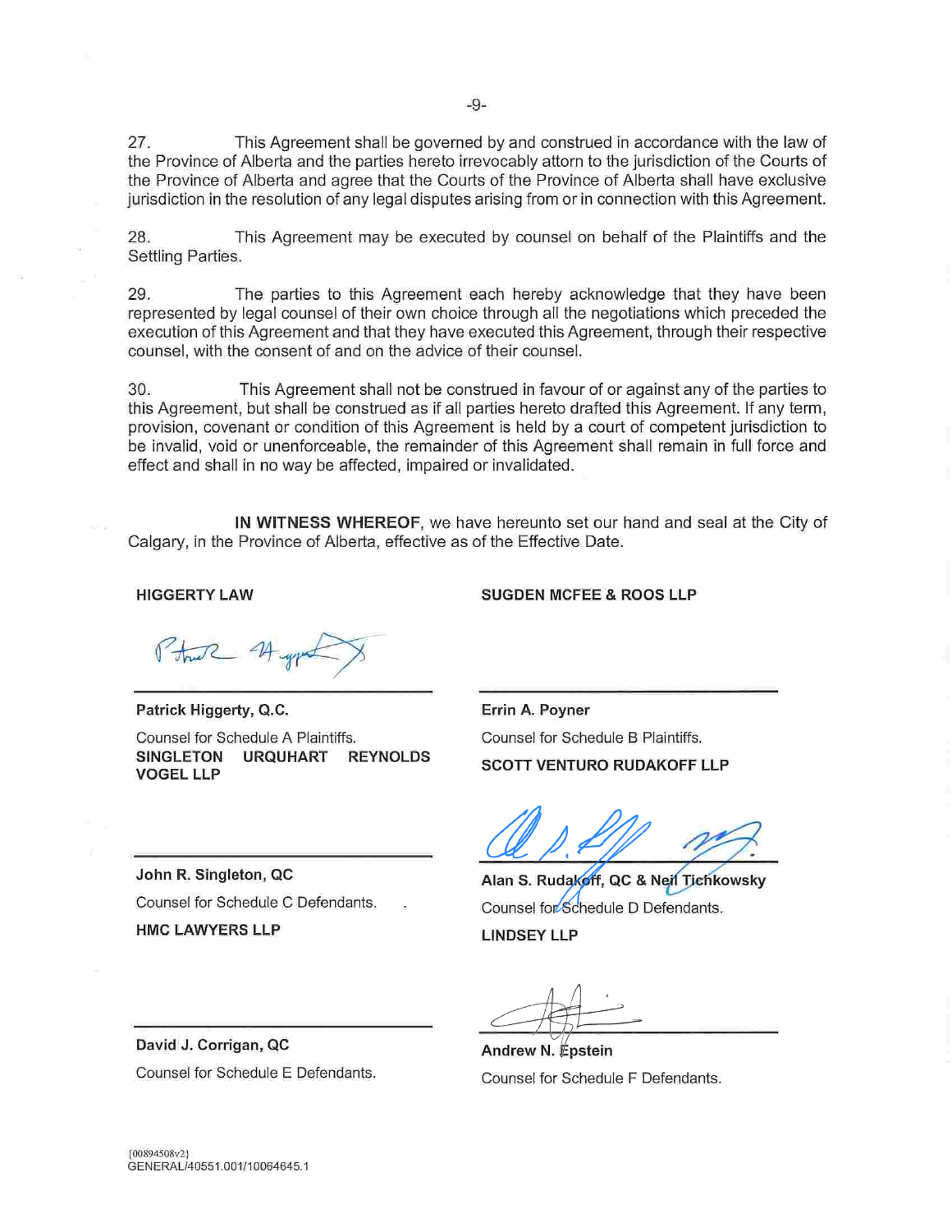27. This Agreement shall be governed by and construed in accordance with the law of the Province of Alberta and the parties hereto irrevocably attorn to the jurisdiction of the Courts of the Province of Alberta and agree that the Courts of the Province of Alberta shall have exclusive jurisdiction in the resolution of any legal disputes arising from or in connection with this Agreement.

28. This Agreement may be executed by counsel on behalf of the Plaintiffs and the Settling Parties.

29. The parties to this Agreement each hereby acknowledge that they have been represented by legal counsel of their own choice through all the negotiations which preceded the execution of this Agreement and that they have executed this Agreement, through their respective counsel, with the consent of and on the advice of their counsel.

30. This Agreement shall not be construed in favour of or against any of the parties to this Agreement, but shall be construed as if all parties hereto drafted this Agreement. If any term, provision, covenant or condition of this Agreement is held by a court of competent jurisdiction to be invalid, void or unenforceable, the remainder of this Agreement shall remain in full force and effect and shall in no way be affected, impaired or invalidated.

**IN WITNESS WHEREOF**, we have hereunto set our hand and seal at the City of Calgary, in the Province of Alberta, effective as of the Effective Date.

**HIGGERTY LAW**

**Patrick Higgerty, Q.C.**
Counsel for Schedule A Plaintiffs.

**SUGDEN MCFEE & ROOS LLP**

**Errin A. Poyner**
Counsel for Schedule B Plaintiffs.

**SINGLETON URQUHART REYNOLDS VOGEL LLP**

**John R. Singleton, QC**
Counsel for Schedule C Defendants.

**SCOTT VENTURO RUDAKOFF LLP**

**Alan S. Rudakoff, QC & Neil Tichkowsky**
Counsel for Schedule D Defendants.

**HMC LAWYERS LLP**

**David J. Corrigan, QC**
Counsel for Schedule E Defendants.

**LINDSEY LLP**

**Andrew N. Epstein**
Counsel for Schedule F Defendants.

{00894508v2}
GENERAL/40551.001/10064645.1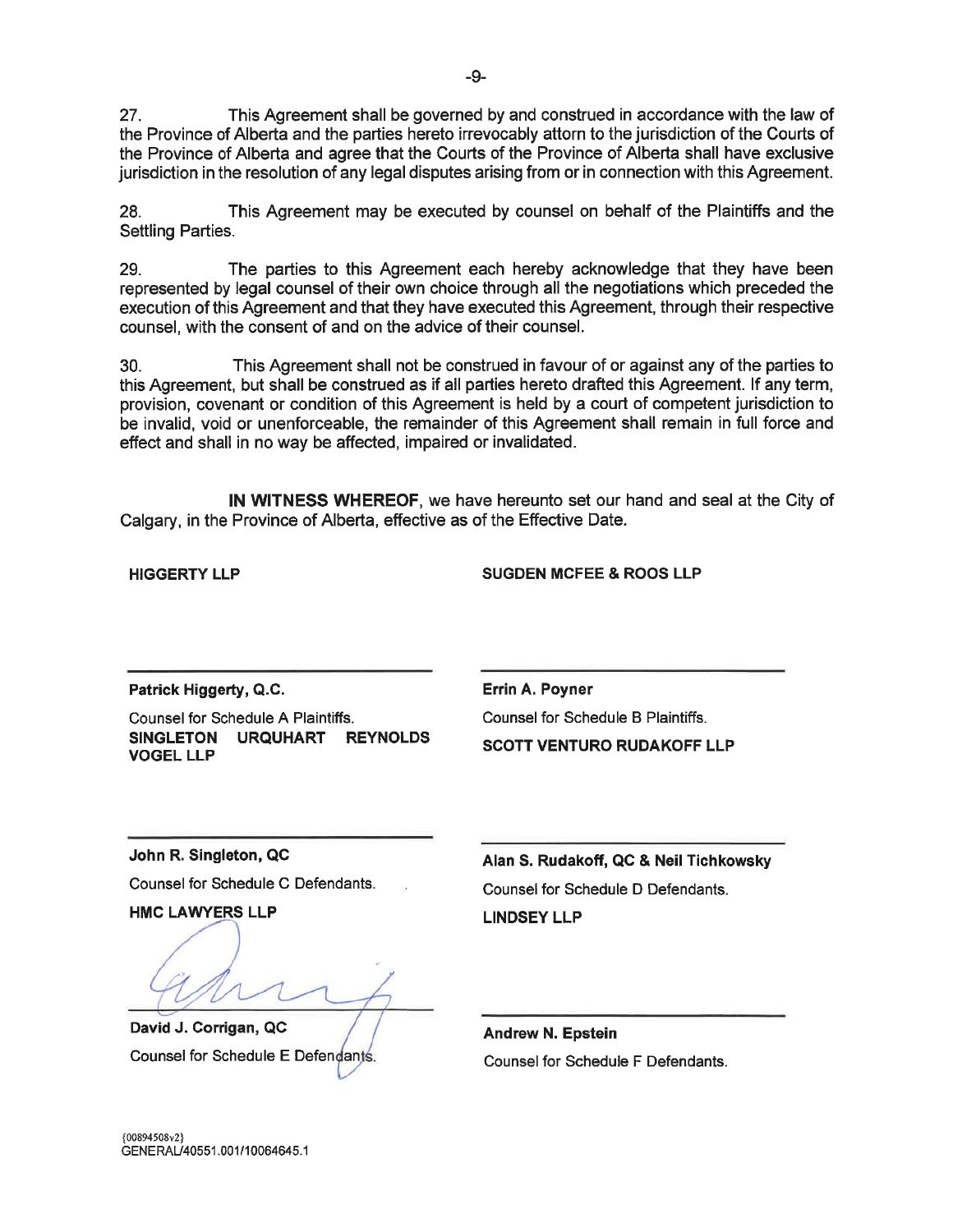27. This Agreement shall be governed by and construed in accordance with the law of the Province of Alberta and the parties hereto irrevocably attorn to the jurisdiction of the Courts of the Province of Alberta and agree that the Courts of the Province of Alberta shall have exclusive jurisdiction in the resolution of any legal disputes arising from or in connection with this Agreement.

28. This Agreement may be executed by counsel on behalf of the Plaintiffs and the Settling Parties.

29. The parties to this Agreement each hereby acknowledge that they have been represented by legal counsel of their own choice through all the negotiations which preceded the execution of this Agreement and that they have executed this Agreement, through their respective counsel, with the consent of and on the advice of their counsel.

30. This Agreement shall not be construed in favour of or against any of the parties to this Agreement, but shall be construed as if all parties hereto drafted this Agreement. If any term, provision, covenant or condition of this Agreement is held by a court of competent jurisdiction to be invalid, void or unenforceable, the remainder of this Agreement shall remain in full force and effect and shall in no way be affected, impaired or invalidated.

**IN WITNESS WHEREOF**, we have hereunto set our hand and seal at the City of Calgary, in the Province of Alberta, effective as of the Effective Date.

**HIGGERTY LLP**

**Patrick Higgerty, Q.C.**
Counsel for Schedule A Plaintiffs.

**SUGDEN MCFEE & ROOS LLP**

**Errin A. Poyner**
Counsel for Schedule B Plaintiffs.

**SINGLETON URQUHART REYNOLDS VOGEL LLP**

**John R. Singleton, QC**
Counsel for Schedule C Defendants.

**SCOTT VENTURO RUDAKOFF LLP**

**Alan S. Rudakoff, QC & Neil Tichkowsky**
Counsel for Schedule D Defendants.

**HMC LAWYERS LLP**

**David J. Corrigan, QC**
Counsel for Schedule E Defendants.

**LINDSEY LLP**

**Andrew N. Epstein**
Counsel for Schedule F Defendants.

{00894508v2}
GENERAL/40551.001/10064645.1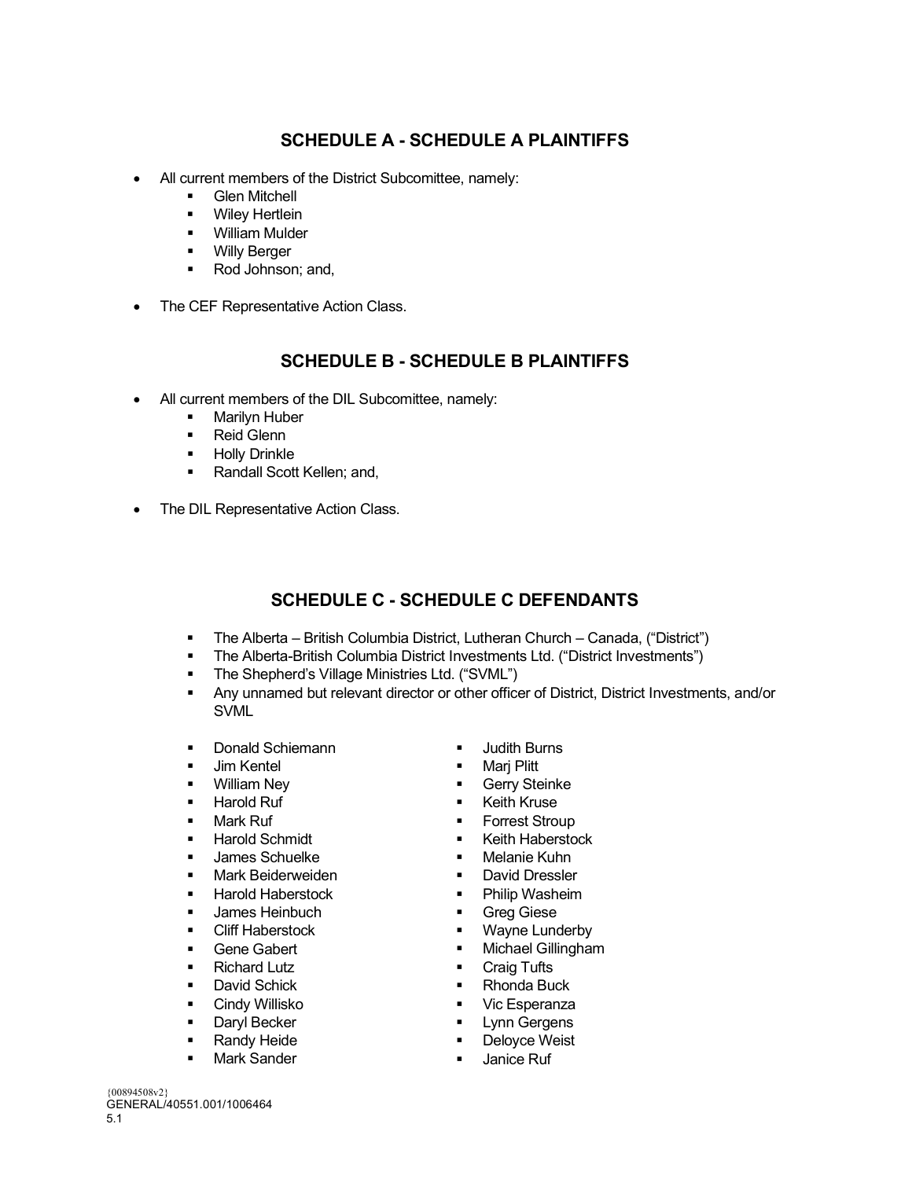## SCHEDULE A - SCHEDULE A PLAINTIFFS

- All current members of the District Subcomittee, namely:
  - Glen Mitchell
  - Wiley Hertlein
  - William Mulder
  - Willy Berger
  - Rod Johnson; and,
- The CEF Representative Action Class.

## SCHEDULE B - SCHEDULE B PLAINTIFFS

- All current members of the DIL Subcomittee, namely:
  - Marilyn Huber
  - Reid Glenn
  - Holly Drinkle
  - Randall Scott Kellen; and,
- The DIL Representative Action Class.

## SCHEDULE C - SCHEDULE C DEFENDANTS

- The Alberta – British Columbia District, Lutheran Church – Canada, ("District")
- The Alberta-British Columbia District Investments Ltd. ("District Investments")
- The Shepherd's Village Ministries Ltd. ("SVML")
- Any unnamed but relevant director or other officer of District, District Investments, and/or SVML

- Donald Schiemann
- Jim Kentel
- William Ney
- Harold Ruf
- Mark Ruf
- Harold Schmidt
- James Schuelke
- Mark Beiderweiden
- Harold Haberstock
- James Heinbuch
- Cliff Haberstock
- Gene Gabert
- Richard Lutz
- David Schick
- Cindy Willisko
- Daryl Becker
- Randy Heide
- Mark Sander
- Judith Burns
- Marj Plitt
- Gerry Steinke
- Keith Kruse
- Forrest Stroup
- Keith Haberstock
- Melanie Kuhn
- David Dressler
- Philip Washeim
- Greg Giese
- Wayne Lunderby
- Michael Gillingham
- Craig Tufts
- Rhonda Buck
- Vic Esperanza
- Lynn Gergens
- Deloyce Weist
- Janice Ruf

{00894508v2}
GENERAL/40551.001/1006464
5.1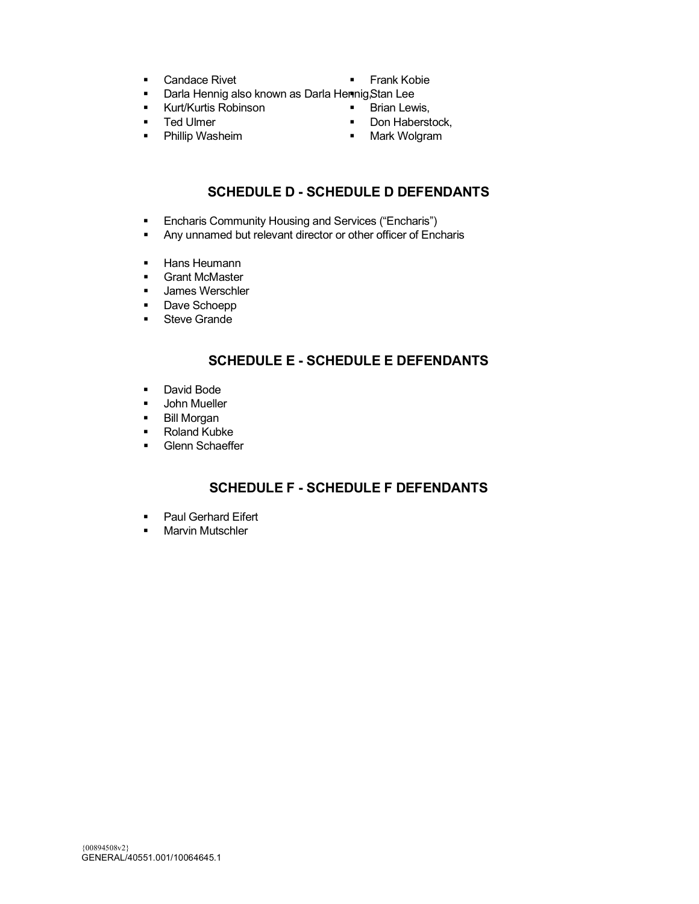- Candace Rivet
- Darla Hennig also known as Darla Hennig,
- Kurt/Kurtis Robinson
- Ted Ulmer
- Phillip Washeim
- Frank Kobie
- Stan Lee
- Brian Lewis,
- Don Haberstock,
- Mark Wolgram

## SCHEDULE D - SCHEDULE D DEFENDANTS

- Encharis Community Housing and Services ("Encharis")
- Any unnamed but relevant director or other officer of Encharis

- Hans Heumann
- Grant McMaster
- James Werschler
- Dave Schoepp
- Steve Grande

## SCHEDULE E - SCHEDULE E DEFENDANTS

- David Bode
- John Mueller
- Bill Morgan
- Roland Kubke
- Glenn Schaeffer

## SCHEDULE F - SCHEDULE F DEFENDANTS

- Paul Gerhard Eifert
- Marvin Mutschler

{00894508v2}
GENERAL/40551.001/10064645.1